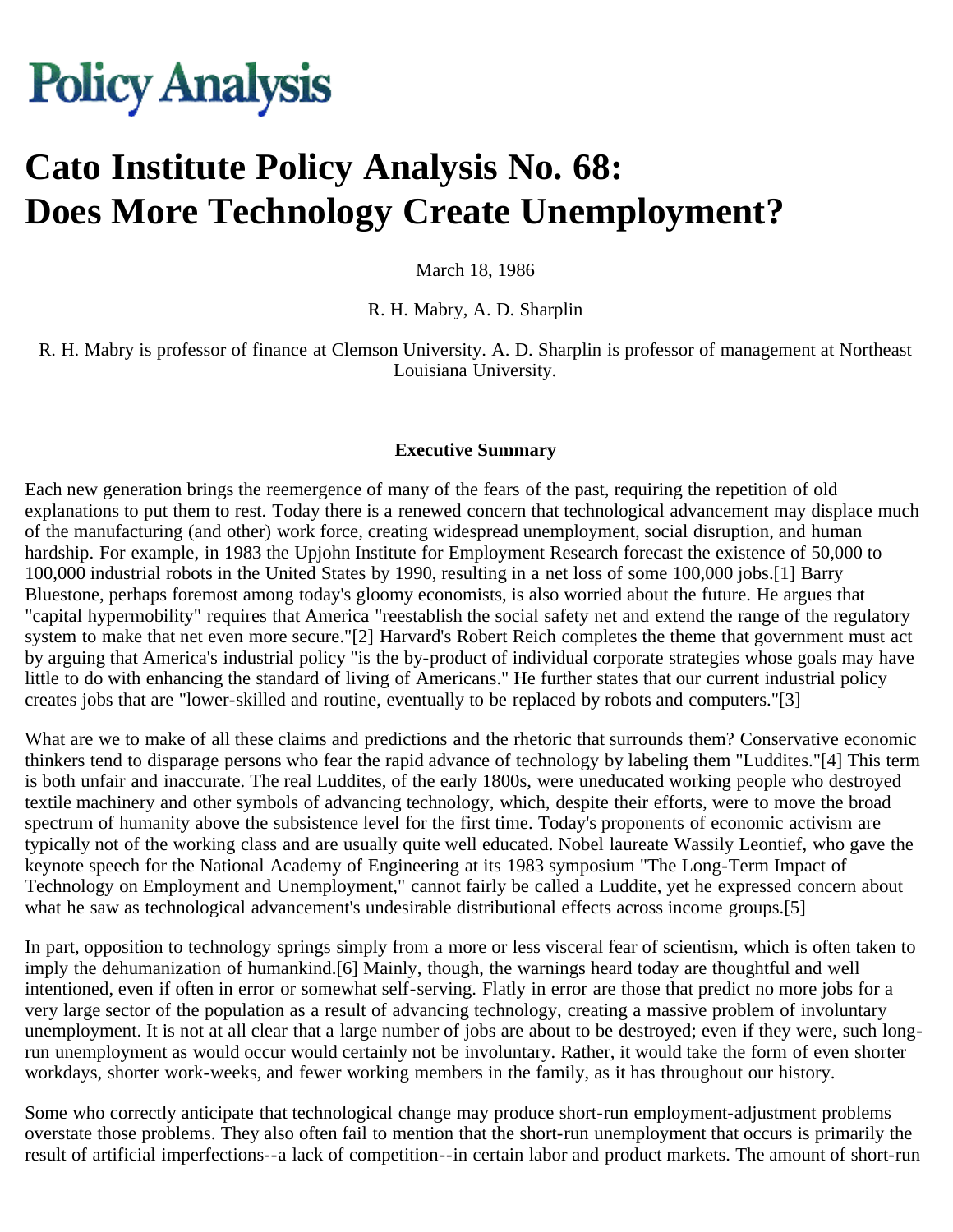# Policy Analysis

# Cato Institute Policy Analysis No. 68: Does More Technology Create Unemployment?

March 18, 1986

R. H. Mabry, A. D. Sharplin

R. H. Mabry is professor of finance at Clemson University. A. D. Sharplin is professor of management at Northeast Louisiana University.

**Executive Summary**

Each new generation brings the reemergence of many of the fears of the past, requiring the repetition of old explanations to put them to rest. Today there is a renewed concern that technological advancement may displace much of the manufacturing (and other) work force, creating widespread unemployment, social disruption, and human hardship. For example, in 1983 the Upjohn Institute for Employment Research forecast the existence of 50,000 to 100,000 industrial robots in the United States by 1990, resulting in a net loss of some 100,000 jobs.[1] Barry Bluestone, perhaps foremost among today's gloomy economists, is also worried about the future. He argues that "capital hypermobility" requires that America "reestablish the social safety net and extend the range of the regulatory system to make that net even more secure."[2] Harvard's Robert Reich completes the theme that government must act by arguing that America's industrial policy "is the by-product of individual corporate strategies whose goals may have little to do with enhancing the standard of living of Americans." He further states that our current industrial policy creates jobs that are "lower-skilled and routine, eventually to be replaced by robots and computers."[3]

What are we to make of all these claims and predictions and the rhetoric that surrounds them? Conservative economic thinkers tend to disparage persons who fear the rapid advance of technology by labeling them "Luddites."[4] This term is both unfair and inaccurate. The real Luddites, of the early 1800s, were uneducated working people who destroyed textile machinery and other symbols of advancing technology, which, despite their efforts, were to move the broad spectrum of humanity above the subsistence level for the first time. Today's proponents of economic activism are typically not of the working class and are usually quite well educated. Nobel laureate Wassily Leontief, who gave the keynote speech for the National Academy of Engineering at its 1983 symposium "The Long-Term Impact of Technology on Employment and Unemployment," cannot fairly be called a Luddite, yet he expressed concern about what he saw as technological advancement's undesirable distributional effects across income groups.[5]

In part, opposition to technology springs simply from a more or less visceral fear of scientism, which is often taken to imply the dehumanization of humankind.[6] Mainly, though, the warnings heard today are thoughtful and well intentioned, even if often in error or somewhat self-serving. Flatly in error are those that predict no more jobs for a very large sector of the population as a result of advancing technology, creating a massive problem of involuntary unemployment. It is not at all clear that a large number of jobs are about to be destroyed; even if they were, such long-run unemployment as would occur would certainly not be involuntary. Rather, it would take the form of even shorter workdays, shorter work-weeks, and fewer working members in the family, as it has throughout our history.

Some who correctly anticipate that technological change may produce short-run employment-adjustment problems overstate those problems. They also often fail to mention that the short-run unemployment that occurs is primarily the result of artificial imperfections--a lack of competition--in certain labor and product markets. The amount of short-run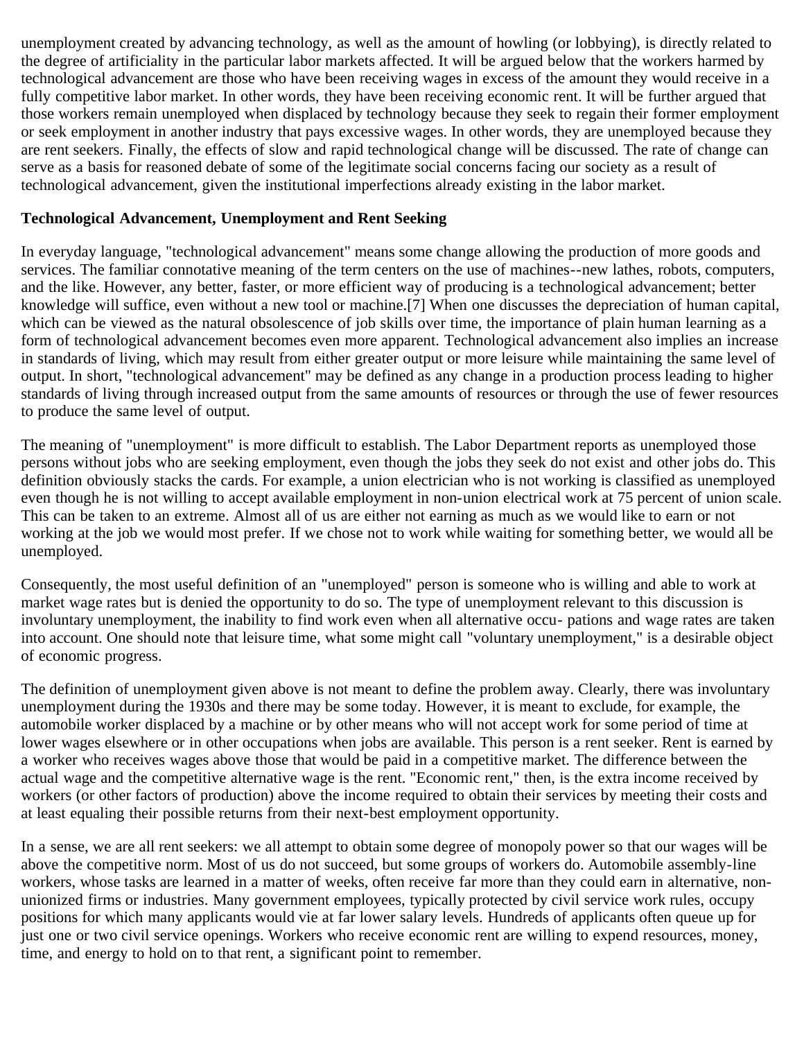unemployment created by advancing technology, as well as the amount of howling (or lobbying), is directly related to the degree of artificiality in the particular labor markets affected. It will be argued below that the workers harmed by technological advancement are those who have been receiving wages in excess of the amount they would receive in a fully competitive labor market. In other words, they have been receiving economic rent. It will be further argued that those workers remain unemployed when displaced by technology because they seek to regain their former employment or seek employment in another industry that pays excessive wages. In other words, they are unemployed because they are rent seekers. Finally, the effects of slow and rapid technological change will be discussed. The rate of change can serve as a basis for reasoned debate of some of the legitimate social concerns facing our society as a result of technological advancement, given the institutional imperfections already existing in the labor market.

**Technological Advancement, Unemployment and Rent Seeking**

In everyday language, "technological advancement" means some change allowing the production of more goods and services. The familiar connotative meaning of the term centers on the use of machines--new lathes, robots, computers, and the like. However, any better, faster, or more efficient way of producing is a technological advancement; better knowledge will suffice, even without a new tool or machine.[7] When one discusses the depreciation of human capital, which can be viewed as the natural obsolescence of job skills over time, the importance of plain human learning as a form of technological advancement becomes even more apparent. Technological advancement also implies an increase in standards of living, which may result from either greater output or more leisure while maintaining the same level of output. In short, "technological advancement" may be defined as any change in a production process leading to higher standards of living through increased output from the same amounts of resources or through the use of fewer resources to produce the same level of output.

The meaning of "unemployment" is more difficult to establish. The Labor Department reports as unemployed those persons without jobs who are seeking employment, even though the jobs they seek do not exist and other jobs do. This definition obviously stacks the cards. For example, a union electrician who is not working is classified as unemployed even though he is not willing to accept available employment in non-union electrical work at 75 percent of union scale. This can be taken to an extreme. Almost all of us are either not earning as much as we would like to earn or not working at the job we would most prefer. If we chose not to work while waiting for something better, we would all be unemployed.

Consequently, the most useful definition of an "unemployed" person is someone who is willing and able to work at market wage rates but is denied the opportunity to do so. The type of unemployment relevant to this discussion is involuntary unemployment, the inability to find work even when all alternative occupations and wage rates are taken into account. One should note that leisure time, what some might call "voluntary unemployment," is a desirable object of economic progress.

The definition of unemployment given above is not meant to define the problem away. Clearly, there was involuntary unemployment during the 1930s and there may be some today. However, it is meant to exclude, for example, the automobile worker displaced by a machine or by other means who will not accept work for some period of time at lower wages elsewhere or in other occupations when jobs are available. This person is a rent seeker. Rent is earned by a worker who receives wages above those that would be paid in a competitive market. The difference between the actual wage and the competitive alternative wage is the rent. "Economic rent," then, is the extra income received by workers (or other factors of production) above the income required to obtain their services by meeting their costs and at least equaling their possible returns from their next-best employment opportunity.

In a sense, we are all rent seekers: we all attempt to obtain some degree of monopoly power so that our wages will be above the competitive norm. Most of us do not succeed, but some groups of workers do. Automobile assembly-line workers, whose tasks are learned in a matter of weeks, often receive far more than they could earn in alternative, non-unionized firms or industries. Many government employees, typically protected by civil service work rules, occupy positions for which many applicants would vie at far lower salary levels. Hundreds of applicants often queue up for just one or two civil service openings. Workers who receive economic rent are willing to expend resources, money, time, and energy to hold on to that rent, a significant point to remember.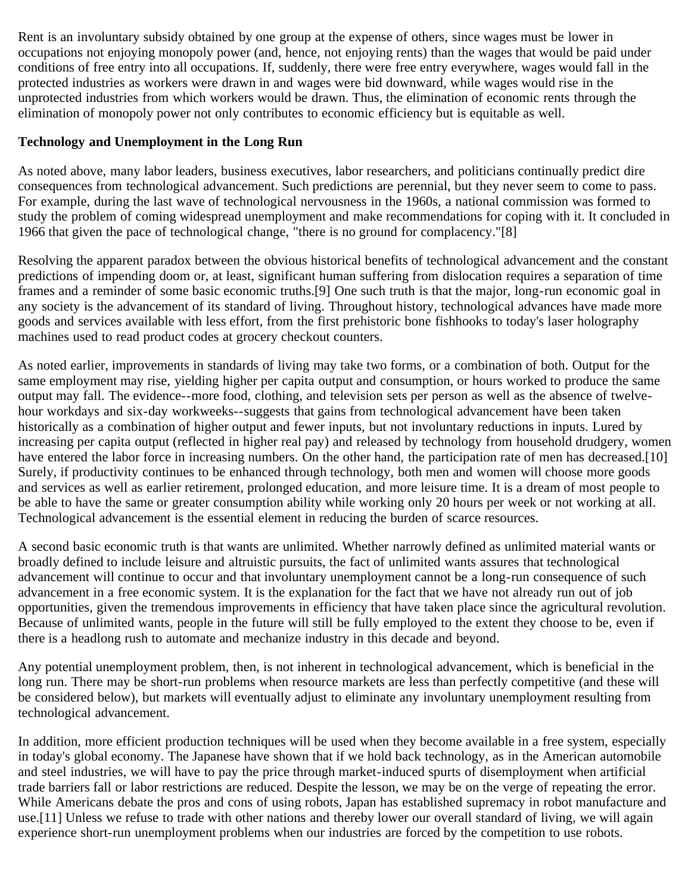Rent is an involuntary subsidy obtained by one group at the expense of others, since wages must be lower in occupations not enjoying monopoly power (and, hence, not enjoying rents) than the wages that would be paid under conditions of free entry into all occupations. If, suddenly, there were free entry everywhere, wages would fall in the protected industries as workers were drawn in and wages were bid downward, while wages would rise in the unprotected industries from which workers would be drawn. Thus, the elimination of economic rents through the elimination of monopoly power not only contributes to economic efficiency but is equitable as well.

**Technology and Unemployment in the Long Run**

As noted above, many labor leaders, business executives, labor researchers, and politicians continually predict dire consequences from technological advancement. Such predictions are perennial, but they never seem to come to pass. For example, during the last wave of technological nervousness in the 1960s, a national commission was formed to study the problem of coming widespread unemployment and make recommendations for coping with it. It concluded in 1966 that given the pace of technological change, "there is no ground for complacency."[8]

Resolving the apparent paradox between the obvious historical benefits of technological advancement and the constant predictions of impending doom or, at least, significant human suffering from dislocation requires a separation of time frames and a reminder of some basic economic truths.[9] One such truth is that the major, long-run economic goal in any society is the advancement of its standard of living. Throughout history, technological advances have made more goods and services available with less effort, from the first prehistoric bone fishhooks to today's laser holography machines used to read product codes at grocery checkout counters.

As noted earlier, improvements in standards of living may take two forms, or a combination of both. Output for the same employment may rise, yielding higher per capita output and consumption, or hours worked to produce the same output may fall. The evidence--more food, clothing, and television sets per person as well as the absence of twelve-hour workdays and six-day workweeks--suggests that gains from technological advancement have been taken historically as a combination of higher output and fewer inputs, but not involuntary reductions in inputs. Lured by increasing per capita output (reflected in higher real pay) and released by technology from household drudgery, women have entered the labor force in increasing numbers. On the other hand, the participation rate of men has decreased.[10] Surely, if productivity continues to be enhanced through technology, both men and women will choose more goods and services as well as earlier retirement, prolonged education, and more leisure time. It is a dream of most people to be able to have the same or greater consumption ability while working only 20 hours per week or not working at all. Technological advancement is the essential element in reducing the burden of scarce resources.

A second basic economic truth is that wants are unlimited. Whether narrowly defined as unlimited material wants or broadly defined to include leisure and altruistic pursuits, the fact of unlimited wants assures that technological advancement will continue to occur and that involuntary unemployment cannot be a long-run consequence of such advancement in a free economic system. It is the explanation for the fact that we have not already run out of job opportunities, given the tremendous improvements in efficiency that have taken place since the agricultural revolution. Because of unlimited wants, people in the future will still be fully employed to the extent they choose to be, even if there is a headlong rush to automate and mechanize industry in this decade and beyond.

Any potential unemployment problem, then, is not inherent in technological advancement, which is beneficial in the long run. There may be short-run problems when resource markets are less than perfectly competitive (and these will be considered below), but markets will eventually adjust to eliminate any involuntary unemployment resulting from technological advancement.

In addition, more efficient production techniques will be used when they become available in a free system, especially in today's global economy. The Japanese have shown that if we hold back technology, as in the American automobile and steel industries, we will have to pay the price through market-induced spurts of disemployment when artificial trade barriers fall or labor restrictions are reduced. Despite the lesson, we may be on the verge of repeating the error. While Americans debate the pros and cons of using robots, Japan has established supremacy in robot manufacture and use.[11] Unless we refuse to trade with other nations and thereby lower our overall standard of living, we will again experience short-run unemployment problems when our industries are forced by the competition to use robots.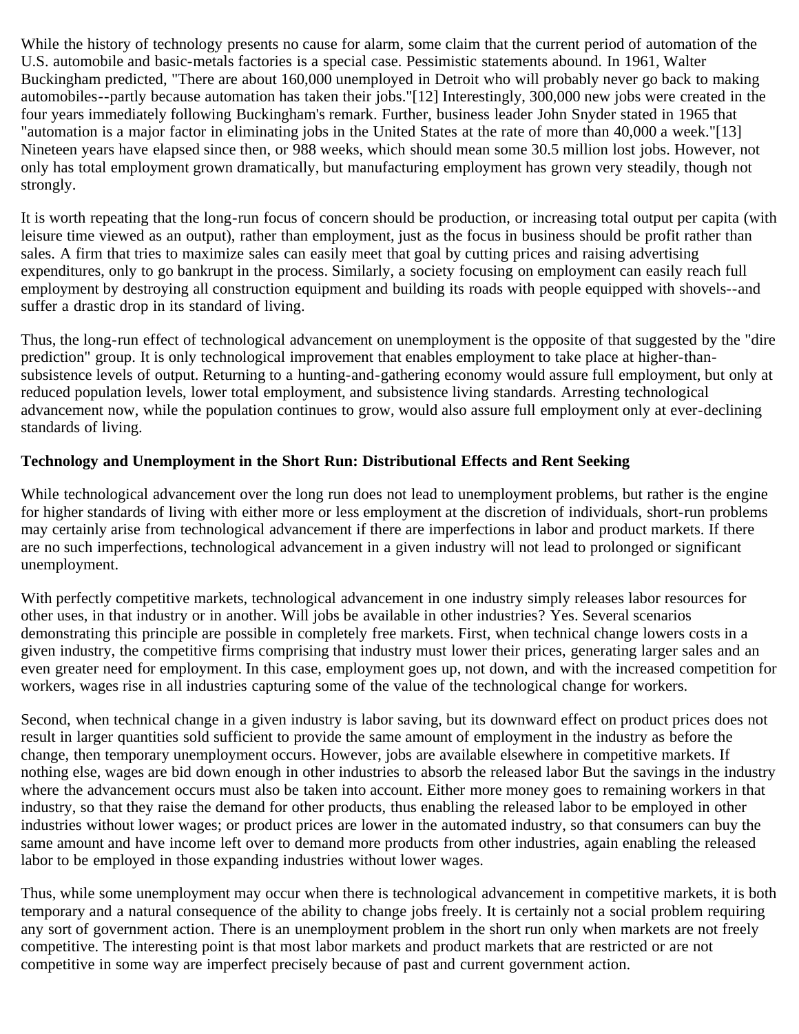While the history of technology presents no cause for alarm, some claim that the current period of automation of the U.S. automobile and basic-metals factories is a special case. Pessimistic statements abound. In 1961, Walter Buckingham predicted, "There are about 160,000 unemployed in Detroit who will probably never go back to making automobiles--partly because automation has taken their jobs."[12] Interestingly, 300,000 new jobs were created in the four years immediately following Buckingham's remark. Further, business leader John Snyder stated in 1965 that "automation is a major factor in eliminating jobs in the United States at the rate of more than 40,000 a week."[13] Nineteen years have elapsed since then, or 988 weeks, which should mean some 30.5 million lost jobs. However, not only has total employment grown dramatically, but manufacturing employment has grown very steadily, though not strongly.

It is worth repeating that the long-run focus of concern should be production, or increasing total output per capita (with leisure time viewed as an output), rather than employment, just as the focus in business should be profit rather than sales. A firm that tries to maximize sales can easily meet that goal by cutting prices and raising advertising expenditures, only to go bankrupt in the process. Similarly, a society focusing on employment can easily reach full employment by destroying all construction equipment and building its roads with people equipped with shovels--and suffer a drastic drop in its standard of living.

Thus, the long-run effect of technological advancement on unemployment is the opposite of that suggested by the "dire prediction" group. It is only technological improvement that enables employment to take place at higher-than-subsistence levels of output. Returning to a hunting-and-gathering economy would assure full employment, but only at reduced population levels, lower total employment, and subsistence living standards. Arresting technological advancement now, while the population continues to grow, would also assure full employment only at ever-declining standards of living.

**Technology and Unemployment in the Short Run: Distributional Effects and Rent Seeking**

While technological advancement over the long run does not lead to unemployment problems, but rather is the engine for higher standards of living with either more or less employment at the discretion of individuals, short-run problems may certainly arise from technological advancement if there are imperfections in labor and product markets. If there are no such imperfections, technological advancement in a given industry will not lead to prolonged or significant unemployment.

With perfectly competitive markets, technological advancement in one industry simply releases labor resources for other uses, in that industry or in another. Will jobs be available in other industries? Yes. Several scenarios demonstrating this principle are possible in completely free markets. First, when technical change lowers costs in a given industry, the competitive firms comprising that industry must lower their prices, generating larger sales and an even greater need for employment. In this case, employment goes up, not down, and with the increased competition for workers, wages rise in all industries capturing some of the value of the technological change for workers.

Second, when technical change in a given industry is labor saving, but its downward effect on product prices does not result in larger quantities sold sufficient to provide the same amount of employment in the industry as before the change, then temporary unemployment occurs. However, jobs are available elsewhere in competitive markets. If nothing else, wages are bid down enough in other industries to absorb the released labor But the savings in the industry where the advancement occurs must also be taken into account. Either more money goes to remaining workers in that industry, so that they raise the demand for other products, thus enabling the released labor to be employed in other industries without lower wages; or product prices are lower in the automated industry, so that consumers can buy the same amount and have income left over to demand more products from other industries, again enabling the released labor to be employed in those expanding industries without lower wages.

Thus, while some unemployment may occur when there is technological advancement in competitive markets, it is both temporary and a natural consequence of the ability to change jobs freely. It is certainly not a social problem requiring any sort of government action. There is an unemployment problem in the short run only when markets are not freely competitive. The interesting point is that most labor markets and product markets that are restricted or are not competitive in some way are imperfect precisely because of past and current government action.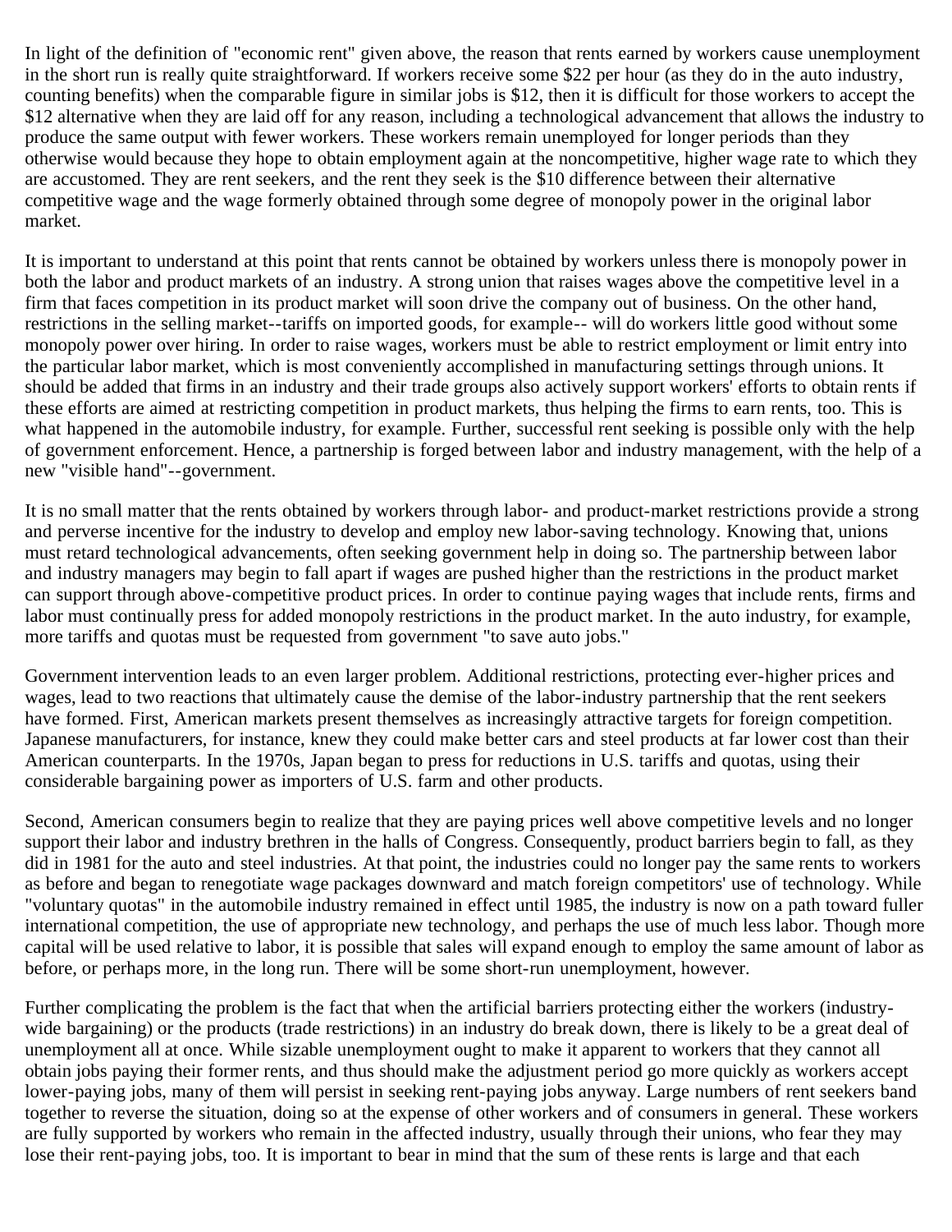In light of the definition of "economic rent" given above, the reason that rents earned by workers cause unemployment in the short run is really quite straightforward. If workers receive some $22 per hour (as they do in the auto industry, counting benefits) when the comparable figure in similar jobs is $12, then it is difficult for those workers to accept the $12 alternative when they are laid off for any reason, including a technological advancement that allows the industry to produce the same output with fewer workers. These workers remain unemployed for longer periods than they otherwise would because they hope to obtain employment again at the noncompetitive, higher wage rate to which they are accustomed. They are rent seekers, and the rent they seek is the $10 difference between their alternative competitive wage and the wage formerly obtained through some degree of monopoly power in the original labor market.

It is important to understand at this point that rents cannot be obtained by workers unless there is monopoly power in both the labor and product markets of an industry. A strong union that raises wages above the competitive level in a firm that faces competition in its product market will soon drive the company out of business. On the other hand, restrictions in the selling market--tariffs on imported goods, for example-- will do workers little good without some monopoly power over hiring. In order to raise wages, workers must be able to restrict employment or limit entry into the particular labor market, which is most conveniently accomplished in manufacturing settings through unions. It should be added that firms in an industry and their trade groups also actively support workers' efforts to obtain rents if these efforts are aimed at restricting competition in product markets, thus helping the firms to earn rents, too. This is what happened in the automobile industry, for example. Further, successful rent seeking is possible only with the help of government enforcement. Hence, a partnership is forged between labor and industry management, with the help of a new "visible hand"--government.

It is no small matter that the rents obtained by workers through labor- and product-market restrictions provide a strong and perverse incentive for the industry to develop and employ new labor-saving technology. Knowing that, unions must retard technological advancements, often seeking government help in doing so. The partnership between labor and industry managers may begin to fall apart if wages are pushed higher than the restrictions in the product market can support through above-competitive product prices. In order to continue paying wages that include rents, firms and labor must continually press for added monopoly restrictions in the product market. In the auto industry, for example, more tariffs and quotas must be requested from government "to save auto jobs."

Government intervention leads to an even larger problem. Additional restrictions, protecting ever-higher prices and wages, lead to two reactions that ultimately cause the demise of the labor-industry partnership that the rent seekers have formed. First, American markets present themselves as increasingly attractive targets for foreign competition. Japanese manufacturers, for instance, knew they could make better cars and steel products at far lower cost than their American counterparts. In the 1970s, Japan began to press for reductions in U.S. tariffs and quotas, using their considerable bargaining power as importers of U.S. farm and other products.

Second, American consumers begin to realize that they are paying prices well above competitive levels and no longer support their labor and industry brethren in the halls of Congress. Consequently, product barriers begin to fall, as they did in 1981 for the auto and steel industries. At that point, the industries could no longer pay the same rents to workers as before and began to renegotiate wage packages downward and match foreign competitors' use of technology. While "voluntary quotas" in the automobile industry remained in effect until 1985, the industry is now on a path toward fuller international competition, the use of appropriate new technology, and perhaps the use of much less labor. Though more capital will be used relative to labor, it is possible that sales will expand enough to employ the same amount of labor as before, or perhaps more, in the long run. There will be some short-run unemployment, however.

Further complicating the problem is the fact that when the artificial barriers protecting either the workers (industry-wide bargaining) or the products (trade restrictions) in an industry do break down, there is likely to be a great deal of unemployment all at once. While sizable unemployment ought to make it apparent to workers that they cannot all obtain jobs paying their former rents, and thus should make the adjustment period go more quickly as workers accept lower-paying jobs, many of them will persist in seeking rent-paying jobs anyway. Large numbers of rent seekers band together to reverse the situation, doing so at the expense of other workers and of consumers in general. These workers are fully supported by workers who remain in the affected industry, usually through their unions, who fear they may lose their rent-paying jobs, too. It is important to bear in mind that the sum of these rents is large and that each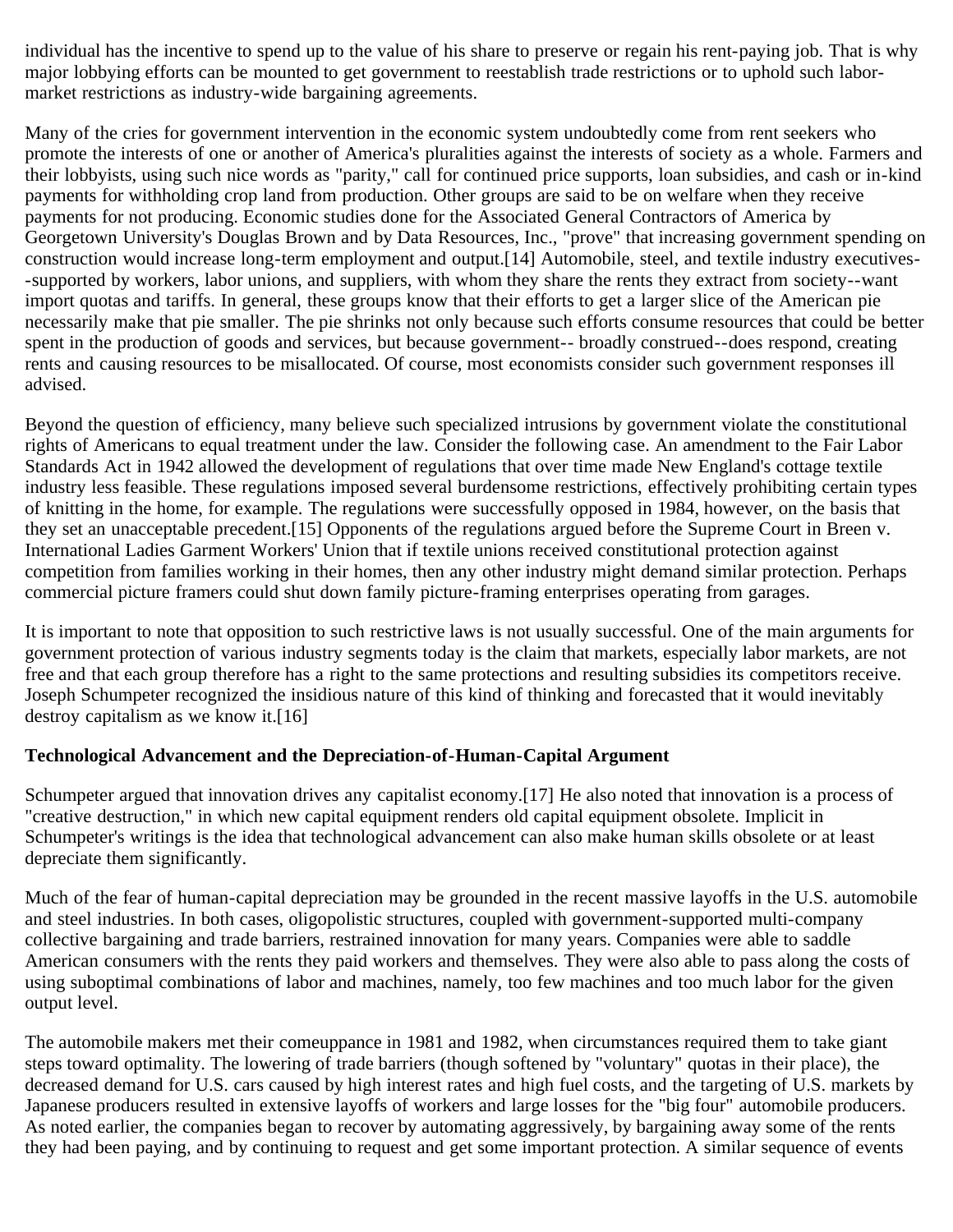individual has the incentive to spend up to the value of his share to preserve or regain his rent-paying job. That is why major lobbying efforts can be mounted to get government to reestablish trade restrictions or to uphold such labor-market restrictions as industry-wide bargaining agreements.

Many of the cries for government intervention in the economic system undoubtedly come from rent seekers who promote the interests of one or another of America's pluralities against the interests of society as a whole. Farmers and their lobbyists, using such nice words as "parity," call for continued price supports, loan subsidies, and cash or in-kind payments for withholding crop land from production. Other groups are said to be on welfare when they receive payments for not producing. Economic studies done for the Associated General Contractors of America by Georgetown University's Douglas Brown and by Data Resources, Inc., "prove" that increasing government spending on construction would increase long-term employment and output.[14] Automobile, steel, and textile industry executives--supported by workers, labor unions, and suppliers, with whom they share the rents they extract from society--want import quotas and tariffs. In general, these groups know that their efforts to get a larger slice of the American pie necessarily make that pie smaller. The pie shrinks not only because such efforts consume resources that could be better spent in the production of goods and services, but because government-- broadly construed--does respond, creating rents and causing resources to be misallocated. Of course, most economists consider such government responses ill advised.

Beyond the question of efficiency, many believe such specialized intrusions by government violate the constitutional rights of Americans to equal treatment under the law. Consider the following case. An amendment to the Fair Labor Standards Act in 1942 allowed the development of regulations that over time made New England's cottage textile industry less feasible. These regulations imposed several burdensome restrictions, effectively prohibiting certain types of knitting in the home, for example. The regulations were successfully opposed in 1984, however, on the basis that they set an unacceptable precedent.[15] Opponents of the regulations argued before the Supreme Court in Breen v. International Ladies Garment Workers' Union that if textile unions received constitutional protection against competition from families working in their homes, then any other industry might demand similar protection. Perhaps commercial picture framers could shut down family picture-framing enterprises operating from garages.

It is important to note that opposition to such restrictive laws is not usually successful. One of the main arguments for government protection of various industry segments today is the claim that markets, especially labor markets, are not free and that each group therefore has a right to the same protections and resulting subsidies its competitors receive. Joseph Schumpeter recognized the insidious nature of this kind of thinking and forecasted that it would inevitably destroy capitalism as we know it.[16]

**Technological Advancement and the Depreciation-of-Human-Capital Argument**

Schumpeter argued that innovation drives any capitalist economy.[17] He also noted that innovation is a process of "creative destruction," in which new capital equipment renders old capital equipment obsolete. Implicit in Schumpeter's writings is the idea that technological advancement can also make human skills obsolete or at least depreciate them significantly.

Much of the fear of human-capital depreciation may be grounded in the recent massive layoffs in the U.S. automobile and steel industries. In both cases, oligopolistic structures, coupled with government-supported multi-company collective bargaining and trade barriers, restrained innovation for many years. Companies were able to saddle American consumers with the rents they paid workers and themselves. They were also able to pass along the costs of using suboptimal combinations of labor and machines, namely, too few machines and too much labor for the given output level.

The automobile makers met their comeuppance in 1981 and 1982, when circumstances required them to take giant steps toward optimality. The lowering of trade barriers (though softened by "voluntary" quotas in their place), the decreased demand for U.S. cars caused by high interest rates and high fuel costs, and the targeting of U.S. markets by Japanese producers resulted in extensive layoffs of workers and large losses for the "big four" automobile producers. As noted earlier, the companies began to recover by automating aggressively, by bargaining away some of the rents they had been paying, and by continuing to request and get some important protection. A similar sequence of events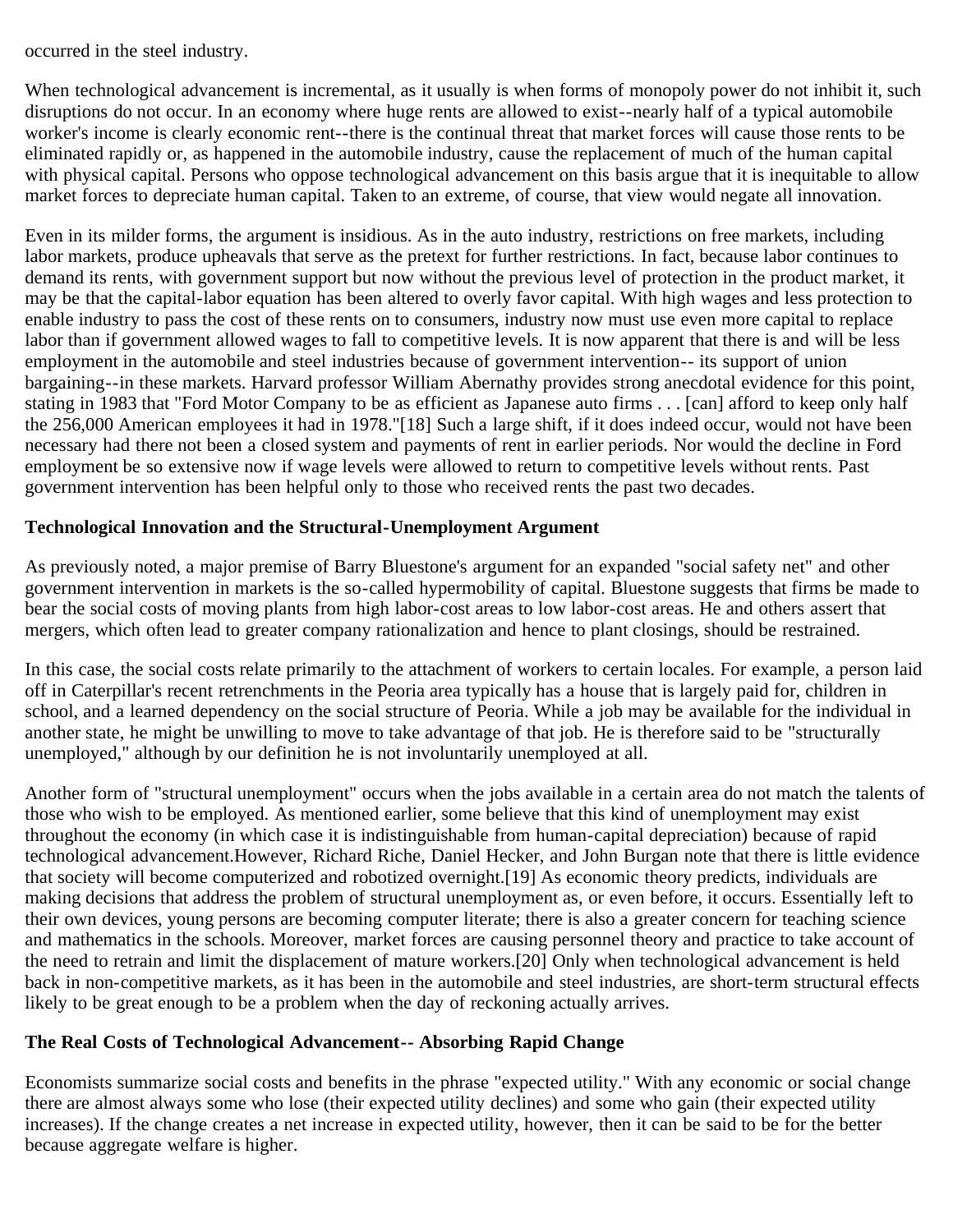occurred in the steel industry.

When technological advancement is incremental, as it usually is when forms of monopoly power do not inhibit it, such disruptions do not occur. In an economy where huge rents are allowed to exist--nearly half of a typical automobile worker's income is clearly economic rent--there is the continual threat that market forces will cause those rents to be eliminated rapidly or, as happened in the automobile industry, cause the replacement of much of the human capital with physical capital. Persons who oppose technological advancement on this basis argue that it is inequitable to allow market forces to depreciate human capital. Taken to an extreme, of course, that view would negate all innovation.

Even in its milder forms, the argument is insidious. As in the auto industry, restrictions on free markets, including labor markets, produce upheavals that serve as the pretext for further restrictions. In fact, because labor continues to demand its rents, with government support but now without the previous level of protection in the product market, it may be that the capital-labor equation has been altered to overly favor capital. With high wages and less protection to enable industry to pass the cost of these rents on to consumers, industry now must use even more capital to replace labor than if government allowed wages to fall to competitive levels. It is now apparent that there is and will be less employment in the automobile and steel industries because of government intervention-- its support of union bargaining--in these markets. Harvard professor William Abernathy provides strong anecdotal evidence for this point, stating in 1983 that "Ford Motor Company to be as efficient as Japanese auto firms . . . [can] afford to keep only half the 256,000 American employees it had in 1978."[18] Such a large shift, if it does indeed occur, would not have been necessary had there not been a closed system and payments of rent in earlier periods. Nor would the decline in Ford employment be so extensive now if wage levels were allowed to return to competitive levels without rents. Past government intervention has been helpful only to those who received rents the past two decades.

### Technological Innovation and the Structural-Unemployment Argument

As previously noted, a major premise of Barry Bluestone's argument for an expanded "social safety net" and other government intervention in markets is the so-called hypermobility of capital. Bluestone suggests that firms be made to bear the social costs of moving plants from high labor-cost areas to low labor-cost areas. He and others assert that mergers, which often lead to greater company rationalization and hence to plant closings, should be restrained.

In this case, the social costs relate primarily to the attachment of workers to certain locales. For example, a person laid off in Caterpillar's recent retrenchments in the Peoria area typically has a house that is largely paid for, children in school, and a learned dependency on the social structure of Peoria. While a job may be available for the individual in another state, he might be unwilling to move to take advantage of that job. He is therefore said to be "structurally unemployed," although by our definition he is not involuntarily unemployed at all.

Another form of "structural unemployment" occurs when the jobs available in a certain area do not match the talents of those who wish to be employed. As mentioned earlier, some believe that this kind of unemployment may exist throughout the economy (in which case it is indistinguishable from human-capital depreciation) because of rapid technological advancement.However, Richard Riche, Daniel Hecker, and John Burgan note that there is little evidence that society will become computerized and robotized overnight.[19] As economic theory predicts, individuals are making decisions that address the problem of structural unemployment as, or even before, it occurs. Essentially left to their own devices, young persons are becoming computer literate; there is also a greater concern for teaching science and mathematics in the schools. Moreover, market forces are causing personnel theory and practice to take account of the need to retrain and limit the displacement of mature workers.[20] Only when technological advancement is held back in non-competitive markets, as it has been in the automobile and steel industries, are short-term structural effects likely to be great enough to be a problem when the day of reckoning actually arrives.

### The Real Costs of Technological Advancement-- Absorbing Rapid Change

Economists summarize social costs and benefits in the phrase "expected utility." With any economic or social change there are almost always some who lose (their expected utility declines) and some who gain (their expected utility increases). If the change creates a net increase in expected utility, however, then it can be said to be for the better because aggregate welfare is higher.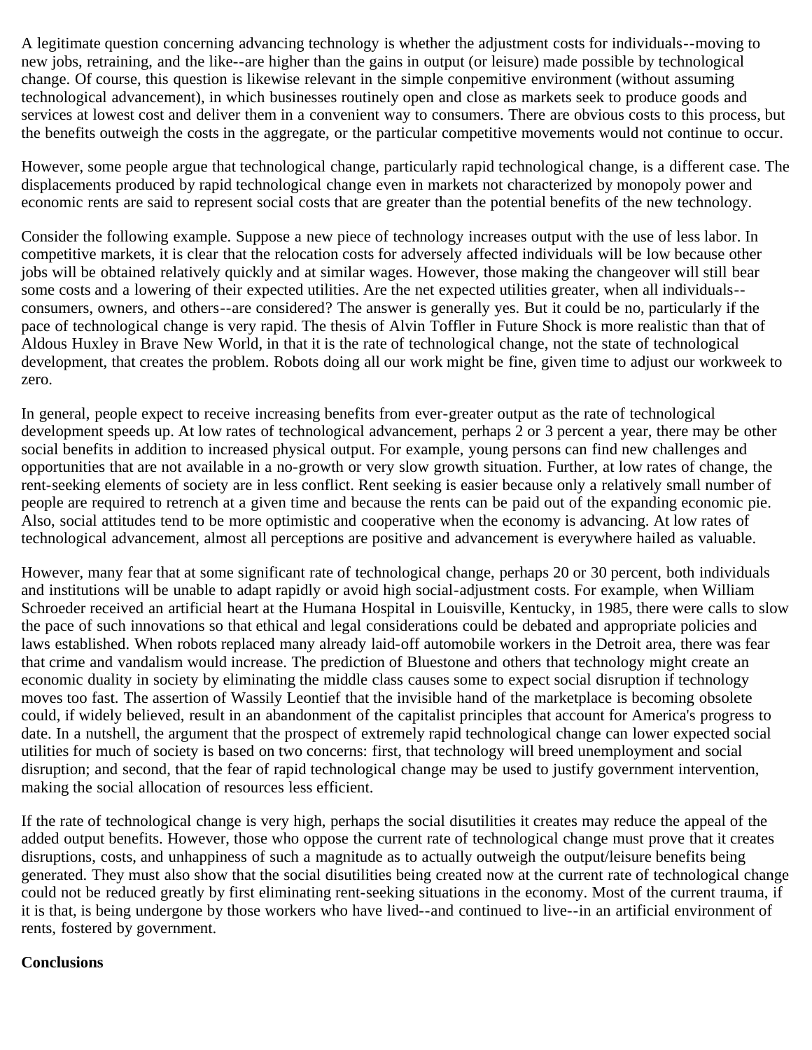A legitimate question concerning advancing technology is whether the adjustment costs for individuals--moving to new jobs, retraining, and the like--are higher than the gains in output (or leisure) made possible by technological change. Of course, this question is likewise relevant in the simple conpemitive environment (without assuming technological advancement), in which businesses routinely open and close as markets seek to produce goods and services at lowest cost and deliver them in a convenient way to consumers. There are obvious costs to this process, but the benefits outweigh the costs in the aggregate, or the particular competitive movements would not continue to occur.

However, some people argue that technological change, particularly rapid technological change, is a different case. The displacements produced by rapid technological change even in markets not characterized by monopoly power and economic rents are said to represent social costs that are greater than the potential benefits of the new technology.

Consider the following example. Suppose a new piece of technology increases output with the use of less labor. In competitive markets, it is clear that the relocation costs for adversely affected individuals will be low because other jobs will be obtained relatively quickly and at similar wages. However, those making the changeover will still bear some costs and a lowering of their expected utilities. Are the net expected utilities greater, when all individuals--consumers, owners, and others--are considered? The answer is generally yes. But it could be no, particularly if the pace of technological change is very rapid. The thesis of Alvin Toffler in Future Shock is more realistic than that of Aldous Huxley in Brave New World, in that it is the rate of technological change, not the state of technological development, that creates the problem. Robots doing all our work might be fine, given time to adjust our workweek to zero.

In general, people expect to receive increasing benefits from ever-greater output as the rate of technological development speeds up. At low rates of technological advancement, perhaps 2 or 3 percent a year, there may be other social benefits in addition to increased physical output. For example, young persons can find new challenges and opportunities that are not available in a no-growth or very slow growth situation. Further, at low rates of change, the rent-seeking elements of society are in less conflict. Rent seeking is easier because only a relatively small number of people are required to retrench at a given time and because the rents can be paid out of the expanding economic pie. Also, social attitudes tend to be more optimistic and cooperative when the economy is advancing. At low rates of technological advancement, almost all perceptions are positive and advancement is everywhere hailed as valuable.

However, many fear that at some significant rate of technological change, perhaps 20 or 30 percent, both individuals and institutions will be unable to adapt rapidly or avoid high social-adjustment costs. For example, when William Schroeder received an artificial heart at the Humana Hospital in Louisville, Kentucky, in 1985, there were calls to slow the pace of such innovations so that ethical and legal considerations could be debated and appropriate policies and laws established. When robots replaced many already laid-off automobile workers in the Detroit area, there was fear that crime and vandalism would increase. The prediction of Bluestone and others that technology might create an economic duality in society by eliminating the middle class causes some to expect social disruption if technology moves too fast. The assertion of Wassily Leontief that the invisible hand of the marketplace is becoming obsolete could, if widely believed, result in an abandonment of the capitalist principles that account for America's progress to date. In a nutshell, the argument that the prospect of extremely rapid technological change can lower expected social utilities for much of society is based on two concerns: first, that technology will breed unemployment and social disruption; and second, that the fear of rapid technological change may be used to justify government intervention, making the social allocation of resources less efficient.

If the rate of technological change is very high, perhaps the social disutilities it creates may reduce the appeal of the added output benefits. However, those who oppose the current rate of technological change must prove that it creates disruptions, costs, and unhappiness of such a magnitude as to actually outweigh the output/leisure benefits being generated. They must also show that the social disutilities being created now at the current rate of technological change could not be reduced greatly by first eliminating rent-seeking situations in the economy. Most of the current trauma, if it is that, is being undergone by those workers who have lived--and continued to live--in an artificial environment of rents, fostered by government.

**Conclusions**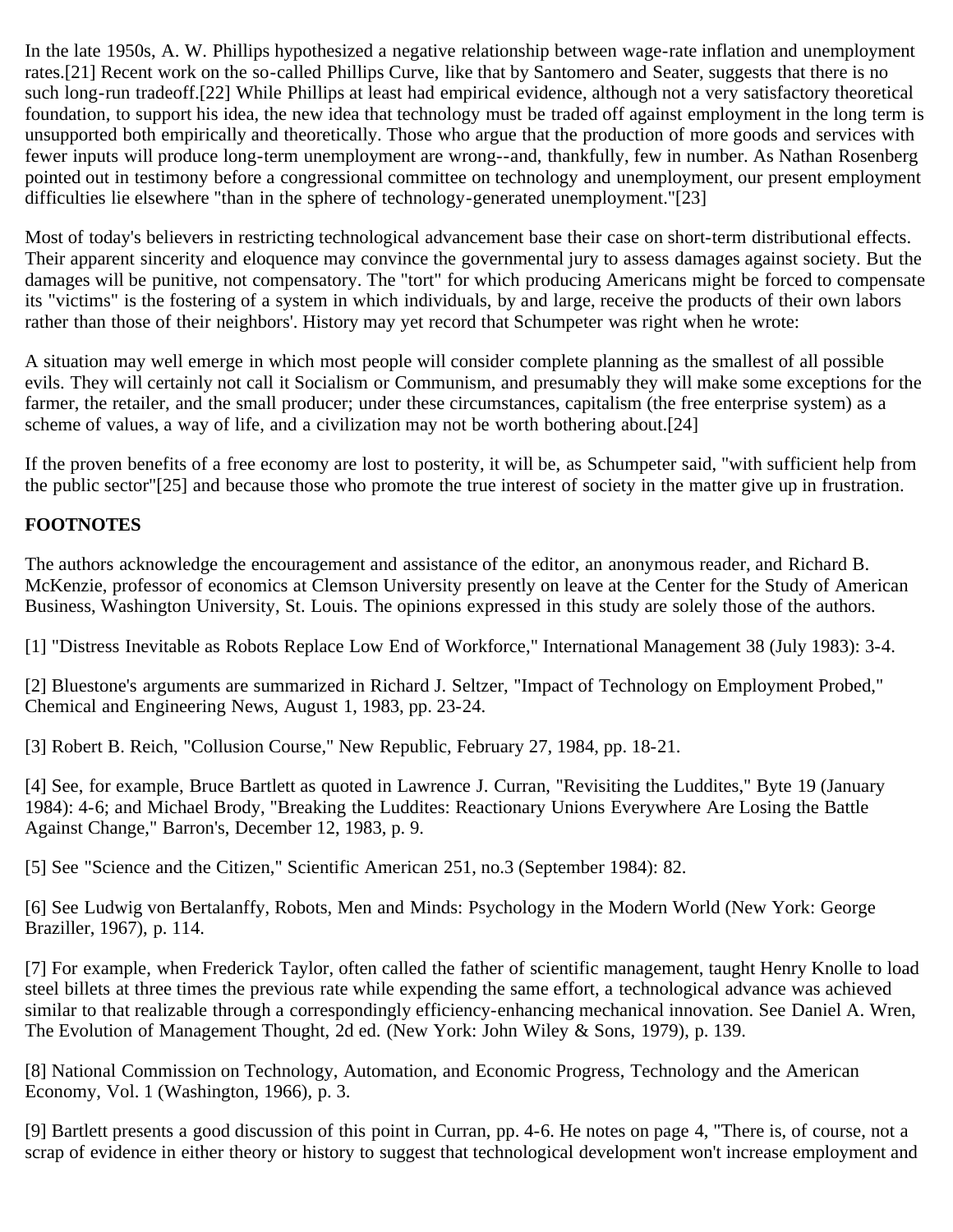In the late 1950s, A. W. Phillips hypothesized a negative relationship between wage-rate inflation and unemployment rates.[21] Recent work on the so-called Phillips Curve, like that by Santomero and Seater, suggests that there is no such long-run tradeoff.[22] While Phillips at least had empirical evidence, although not a very satisfactory theoretical foundation, to support his idea, the new idea that technology must be traded off against employment in the long term is unsupported both empirically and theoretically. Those who argue that the production of more goods and services with fewer inputs will produce long-term unemployment are wrong--and, thankfully, few in number. As Nathan Rosenberg pointed out in testimony before a congressional committee on technology and unemployment, our present employment difficulties lie elsewhere "than in the sphere of technology-generated unemployment."[23]

Most of today's believers in restricting technological advancement base their case on short-term distributional effects. Their apparent sincerity and eloquence may convince the governmental jury to assess damages against society. But the damages will be punitive, not compensatory. The "tort" for which producing Americans might be forced to compensate its "victims" is the fostering of a system in which individuals, by and large, receive the products of their own labors rather than those of their neighbors'. History may yet record that Schumpeter was right when he wrote:

A situation may well emerge in which most people will consider complete planning as the smallest of all possible evils. They will certainly not call it Socialism or Communism, and presumably they will make some exceptions for the farmer, the retailer, and the small producer; under these circumstances, capitalism (the free enterprise system) as a scheme of values, a way of life, and a civilization may not be worth bothering about.[24]

If the proven benefits of a free economy are lost to posterity, it will be, as Schumpeter said, "with sufficient help from the public sector"[25] and because those who promote the true interest of society in the matter give up in frustration.

**FOOTNOTES**

The authors acknowledge the encouragement and assistance of the editor, an anonymous reader, and Richard B. McKenzie, professor of economics at Clemson University presently on leave at the Center for the Study of American Business, Washington University, St. Louis. The opinions expressed in this study are solely those of the authors.

[1] "Distress Inevitable as Robots Replace Low End of Workforce," International Management 38 (July 1983): 3-4.

[2] Bluestone's arguments are summarized in Richard J. Seltzer, "Impact of Technology on Employment Probed," Chemical and Engineering News, August 1, 1983, pp. 23-24.

[3] Robert B. Reich, "Collusion Course," New Republic, February 27, 1984, pp. 18-21.

[4] See, for example, Bruce Bartlett as quoted in Lawrence J. Curran, "Revisiting the Luddites," Byte 19 (January 1984): 4-6; and Michael Brody, "Breaking the Luddites: Reactionary Unions Everywhere Are Losing the Battle Against Change," Barron's, December 12, 1983, p. 9.

[5] See "Science and the Citizen," Scientific American 251, no.3 (September 1984): 82.

[6] See Ludwig von Bertalanffy, Robots, Men and Minds: Psychology in the Modern World (New York: George Braziller, 1967), p. 114.

[7] For example, when Frederick Taylor, often called the father of scientific management, taught Henry Knolle to load steel billets at three times the previous rate while expending the same effort, a technological advance was achieved similar to that realizable through a correspondingly efficiency-enhancing mechanical innovation. See Daniel A. Wren, The Evolution of Management Thought, 2d ed. (New York: John Wiley & Sons, 1979), p. 139.

[8] National Commission on Technology, Automation, and Economic Progress, Technology and the American Economy, Vol. 1 (Washington, 1966), p. 3.

[9] Bartlett presents a good discussion of this point in Curran, pp. 4-6. He notes on page 4, "There is, of course, not a scrap of evidence in either theory or history to suggest that technological development won't increase employment and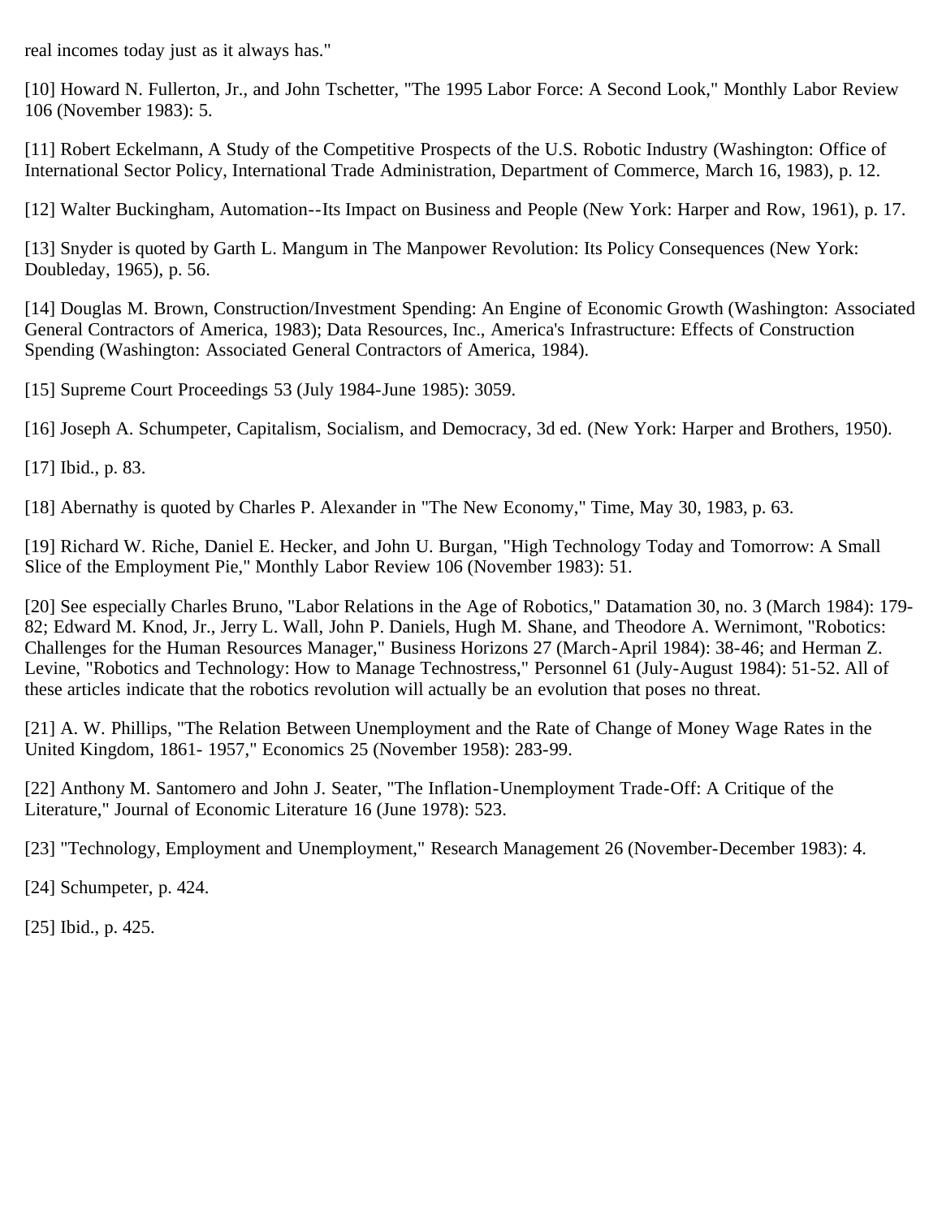real incomes today just as it always has."

[10] Howard N. Fullerton, Jr., and John Tschetter, "The 1995 Labor Force: A Second Look," Monthly Labor Review 106 (November 1983): 5.

[11] Robert Eckelmann, A Study of the Competitive Prospects of the U.S. Robotic Industry (Washington: Office of International Sector Policy, International Trade Administration, Department of Commerce, March 16, 1983), p. 12.

[12] Walter Buckingham, Automation--Its Impact on Business and People (New York: Harper and Row, 1961), p. 17.

[13] Snyder is quoted by Garth L. Mangum in The Manpower Revolution: Its Policy Consequences (New York: Doubleday, 1965), p. 56.

[14] Douglas M. Brown, Construction/Investment Spending: An Engine of Economic Growth (Washington: Associated General Contractors of America, 1983); Data Resources, Inc., America's Infrastructure: Effects of Construction Spending (Washington: Associated General Contractors of America, 1984).

[15] Supreme Court Proceedings 53 (July 1984-June 1985): 3059.

[16] Joseph A. Schumpeter, Capitalism, Socialism, and Democracy, 3d ed. (New York: Harper and Brothers, 1950).

[17] Ibid., p. 83.

[18] Abernathy is quoted by Charles P. Alexander in "The New Economy," Time, May 30, 1983, p. 63.

[19] Richard W. Riche, Daniel E. Hecker, and John U. Burgan, "High Technology Today and Tomorrow: A Small Slice of the Employment Pie," Monthly Labor Review 106 (November 1983): 51.

[20] See especially Charles Bruno, "Labor Relations in the Age of Robotics," Datamation 30, no. 3 (March 1984): 179-82; Edward M. Knod, Jr., Jerry L. Wall, John P. Daniels, Hugh M. Shane, and Theodore A. Wernimont, "Robotics: Challenges for the Human Resources Manager," Business Horizons 27 (March-April 1984): 38-46; and Herman Z. Levine, "Robotics and Technology: How to Manage Technostress," Personnel 61 (July-August 1984): 51-52. All of these articles indicate that the robotics revolution will actually be an evolution that poses no threat.

[21] A. W. Phillips, "The Relation Between Unemployment and the Rate of Change of Money Wage Rates in the United Kingdom, 1861- 1957," Economics 25 (November 1958): 283-99.

[22] Anthony M. Santomero and John J. Seater, "The Inflation-Unemployment Trade-Off: A Critique of the Literature," Journal of Economic Literature 16 (June 1978): 523.

[23] "Technology, Employment and Unemployment," Research Management 26 (November-December 1983): 4.

[24] Schumpeter, p. 424.

[25] Ibid., p. 425.